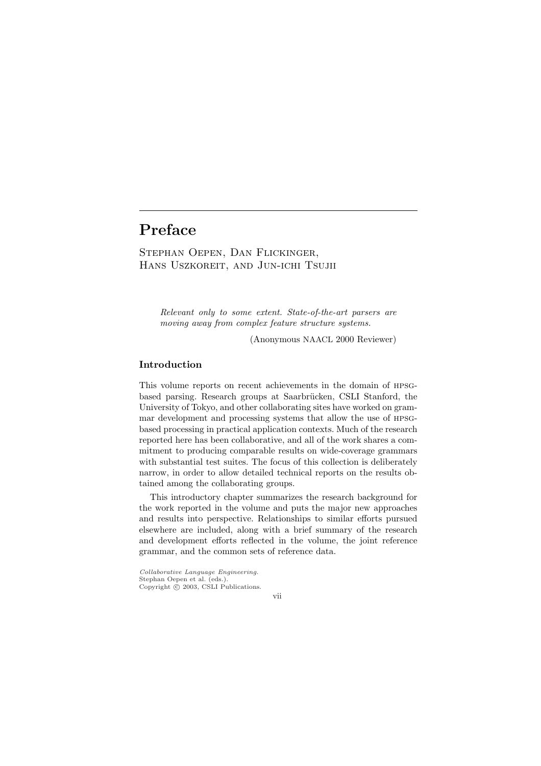# Preface

Stephan Oepen, Dan Flickinger, Hans Uszkoreit, and Jun-ichi Tsujii

*Relevant only to some extent. State-of-the-art parsers are moving away from complex feature structure systems.*

(Anonymous NAACL 2000 Reviewer)

## Introduction

This volume reports on recent achievements in the domain of HPSG-based parsing. Research groups at Saarbrücken, CSLI Stanford, the University of Tokyo, and other collaborating sites have worked on grammar development and processing systems that allow the use of HPSG-based processing in practical application contexts. Much of the research reported here has been collaborative, and all of the work shares a commitment to producing comparable results on wide-coverage grammars with substantial test suites. The focus of this collection is deliberately narrow, in order to allow detailed technical reports on the results obtained among the collaborating groups.

This introductory chapter summarizes the research background for the work reported in the volume and puts the major new approaches and results into perspective. Relationships to similar efforts pursued elsewhere are included, along with a brief summary of the research and development efforts reflected in the volume, the joint reference grammar, and the common sets of reference data.

*Collaborative Language Engineering.*
Stephan Oepen et al. (eds.).
Copyright © 2003, CSLI Publications.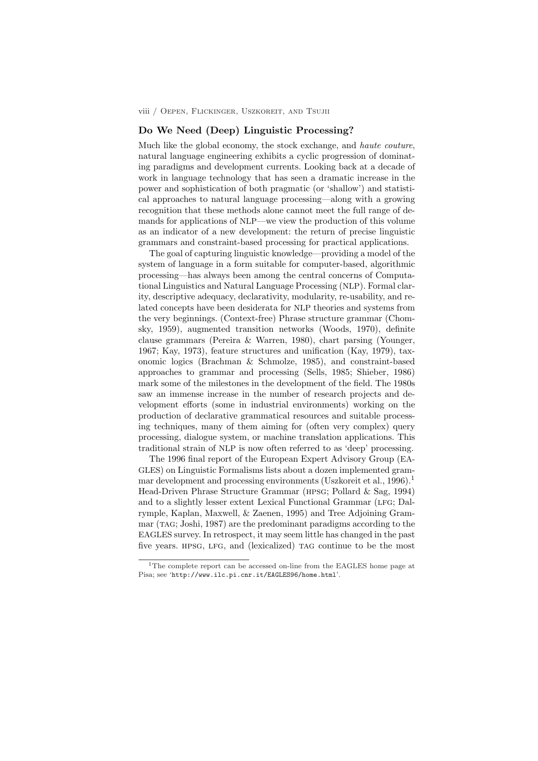## Do We Need (Deep) Linguistic Processing?

Much like the global economy, the stock exchange, and *haute couture*, natural language engineering exhibits a cyclic progression of dominating paradigms and development currents. Looking back at a decade of work in language technology that has seen a dramatic increase in the power and sophistication of both pragmatic (or 'shallow') and statistical approaches to natural language processing—along with a growing recognition that these methods alone cannot meet the full range of demands for applications of NLP—we view the production of this volume as an indicator of a new development: the return of precise linguistic grammars and constraint-based processing for practical applications.

The goal of capturing linguistic knowledge—providing a model of the system of language in a form suitable for computer-based, algorithmic processing—has always been among the central concerns of Computational Linguistics and Natural Language Processing (NLP). Formal clarity, descriptive adequacy, declarativity, modularity, re-usability, and related concepts have been desiderata for NLP theories and systems from the very beginnings. (Context-free) Phrase structure grammar (Chomsky, 1959), augmented transition networks (Woods, 1970), definite clause grammars (Pereira & Warren, 1980), chart parsing (Younger, 1967; Kay, 1973), feature structures and unification (Kay, 1979), taxonomic logics (Brachman & Schmolze, 1985), and constraint-based approaches to grammar and processing (Sells, 1985; Shieber, 1986) mark some of the milestones in the development of the field. The 1980s saw an immense increase in the number of research projects and development efforts (some in industrial environments) working on the production of declarative grammatical resources and suitable processing techniques, many of them aiming for (often very complex) query processing, dialogue system, or machine translation applications. This traditional strain of NLP is now often referred to as 'deep' processing.

The 1996 final report of the European Expert Advisory Group (EAGLES) on Linguistic Formalisms lists about a dozen implemented grammar development and processing environments (Uszkoreit et al., 1996).[1] Head-Driven Phrase Structure Grammar (HPSG; Pollard & Sag, 1994) and to a slightly lesser extent Lexical Functional Grammar (LFG; Dalrymple, Kaplan, Maxwell, & Zaenen, 1995) and Tree Adjoining Grammar (TAG; Joshi, 1987) are the predominant paradigms according to the EAGLES survey. In retrospect, it may seem little has changed in the past five years. HPSG, LFG, and (lexicalized) TAG continue to be the most

[1] The complete report can be accessed on-line from the EAGLES home page at Pisa; see 'http://www.ilc.pi.cnr.it/EAGLES96/home.html'.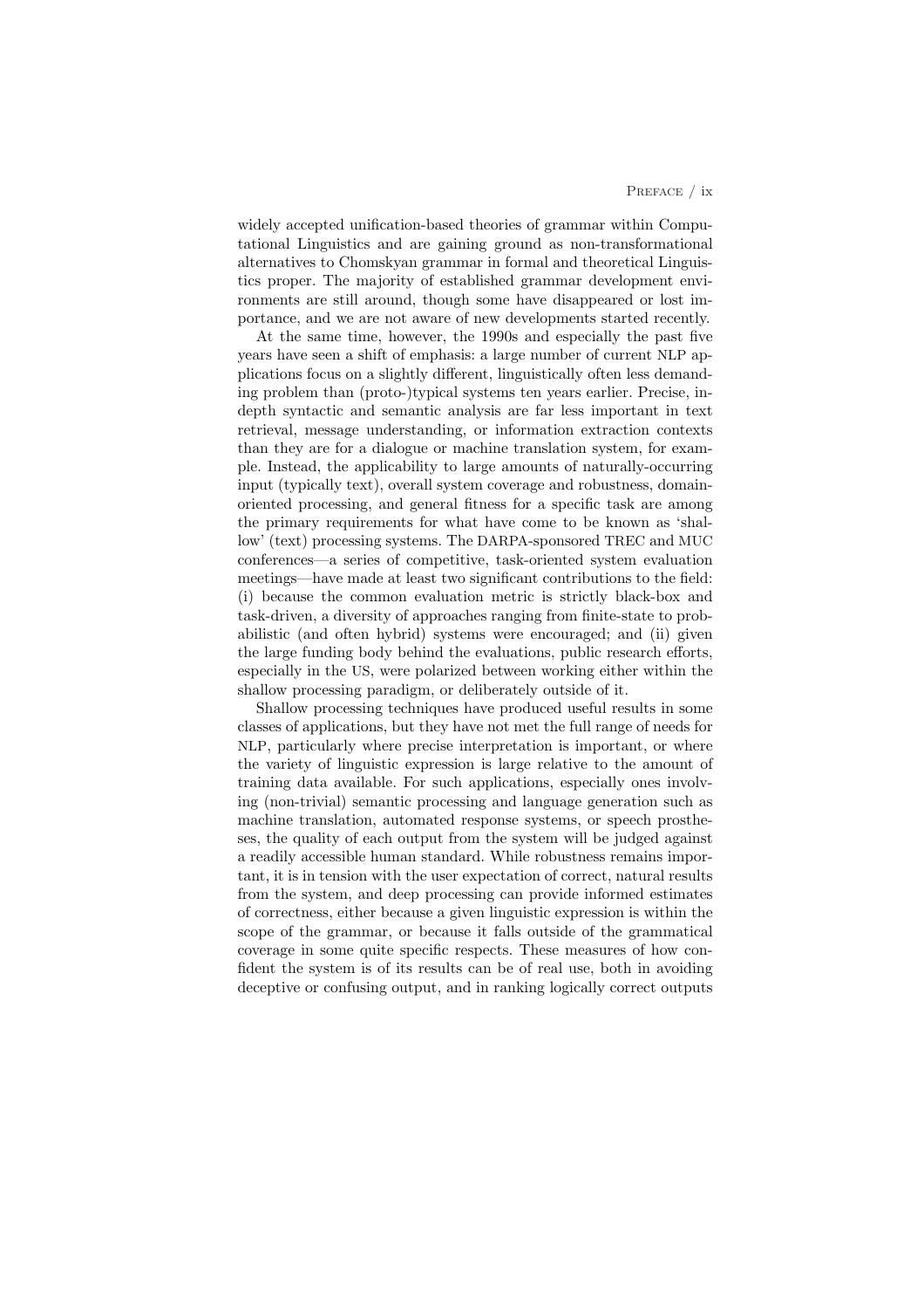widely accepted unification-based theories of grammar within Computational Linguistics and are gaining ground as non-transformational alternatives to Chomskyan grammar in formal and theoretical Linguistics proper. The majority of established grammar development environments are still around, though some have disappeared or lost importance, and we are not aware of new developments started recently.

At the same time, however, the 1990s and especially the past five years have seen a shift of emphasis: a large number of current NLP applications focus on a slightly different, linguistically often less demanding problem than (proto-)typical systems ten years earlier. Precise, in-depth syntactic and semantic analysis are far less important in text retrieval, message understanding, or information extraction contexts than they are for a dialogue or machine translation system, for example. Instead, the applicability to large amounts of naturally-occurring input (typically text), overall system coverage and robustness, domain-oriented processing, and general fitness for a specific task are among the primary requirements for what have come to be known as 'shallow' (text) processing systems. The DARPA-sponsored TREC and MUC conferences—a series of competitive, task-oriented system evaluation meetings—have made at least two significant contributions to the field: (i) because the common evaluation metric is strictly black-box and task-driven, a diversity of approaches ranging from finite-state to probabilistic (and often hybrid) systems were encouraged; and (ii) given the large funding body behind the evaluations, public research efforts, especially in the US, were polarized between working either within the shallow processing paradigm, or deliberately outside of it.

Shallow processing techniques have produced useful results in some classes of applications, but they have not met the full range of needs for NLP, particularly where precise interpretation is important, or where the variety of linguistic expression is large relative to the amount of training data available. For such applications, especially ones involving (non-trivial) semantic processing and language generation such as machine translation, automated response systems, or speech prostheses, the quality of each output from the system will be judged against a readily accessible human standard. While robustness remains important, it is in tension with the user expectation of correct, natural results from the system, and deep processing can provide informed estimates of correctness, either because a given linguistic expression is within the scope of the grammar, or because it falls outside of the grammatical coverage in some quite specific respects. These measures of how confident the system is of its results can be of real use, both in avoiding deceptive or confusing output, and in ranking logically correct outputs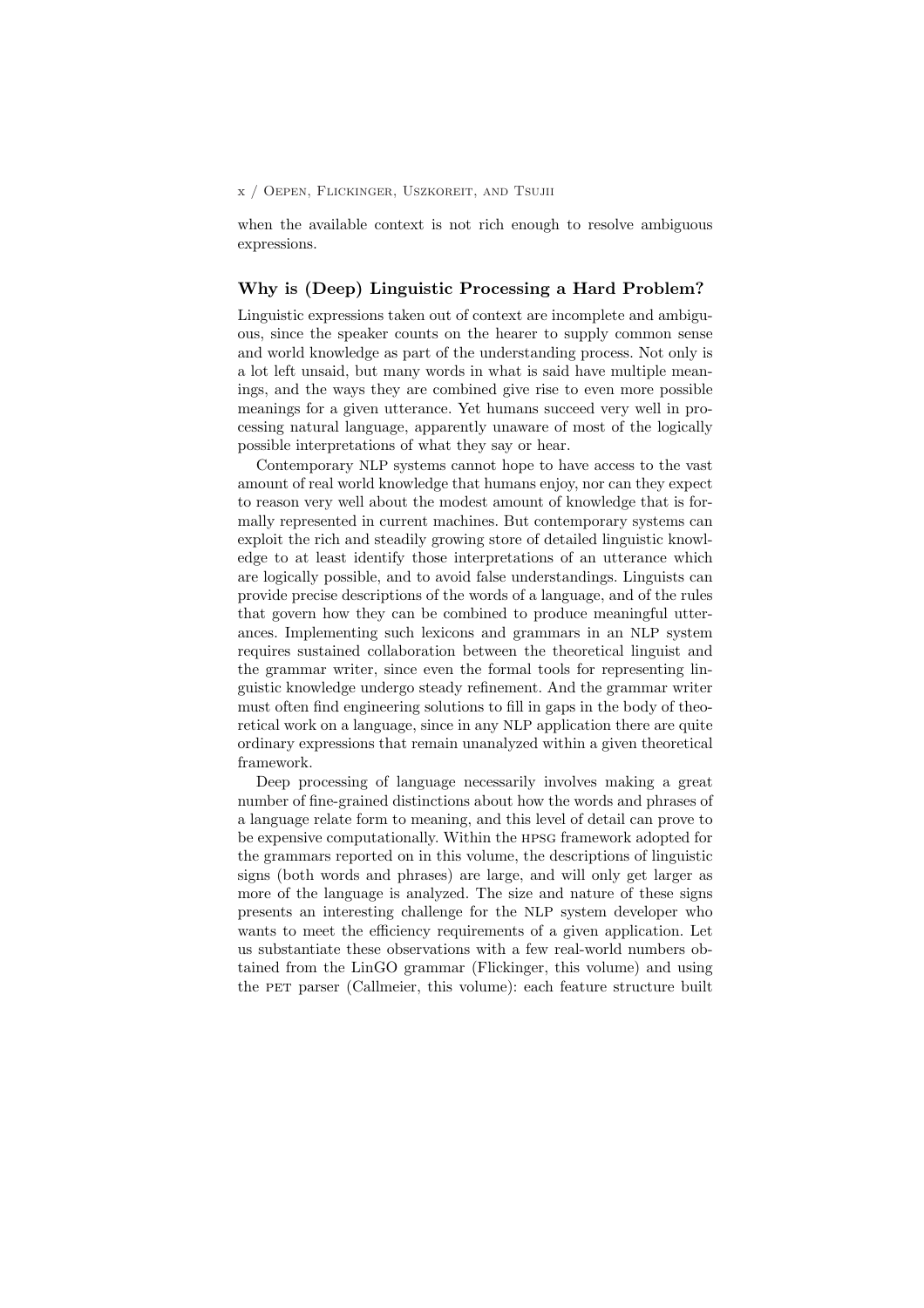when the available context is not rich enough to resolve ambiguous expressions.

## Why is (Deep) Linguistic Processing a Hard Problem?

Linguistic expressions taken out of context are incomplete and ambiguous, since the speaker counts on the hearer to supply common sense and world knowledge as part of the understanding process. Not only is a lot left unsaid, but many words in what is said have multiple meanings, and the ways they are combined give rise to even more possible meanings for a given utterance. Yet humans succeed very well in processing natural language, apparently unaware of most of the logically possible interpretations of what they say or hear.

Contemporary NLP systems cannot hope to have access to the vast amount of real world knowledge that humans enjoy, nor can they expect to reason very well about the modest amount of knowledge that is formally represented in current machines. But contemporary systems can exploit the rich and steadily growing store of detailed linguistic knowledge to at least identify those interpretations of an utterance which are logically possible, and to avoid false understandings. Linguists can provide precise descriptions of the words of a language, and of the rules that govern how they can be combined to produce meaningful utterances. Implementing such lexicons and grammars in an NLP system requires sustained collaboration between the theoretical linguist and the grammar writer, since even the formal tools for representing linguistic knowledge undergo steady refinement. And the grammar writer must often find engineering solutions to fill in gaps in the body of theoretical work on a language, since in any NLP application there are quite ordinary expressions that remain unanalyzed within a given theoretical framework.

Deep processing of language necessarily involves making a great number of fine-grained distinctions about how the words and phrases of a language relate form to meaning, and this level of detail can prove to be expensive computationally. Within the HPSG framework adopted for the grammars reported on in this volume, the descriptions of linguistic signs (both words and phrases) are large, and will only get larger as more of the language is analyzed. The size and nature of these signs presents an interesting challenge for the NLP system developer who wants to meet the efficiency requirements of a given application. Let us substantiate these observations with a few real-world numbers obtained from the LinGO grammar (Flickinger, this volume) and using the PET parser (Callmeier, this volume): each feature structure built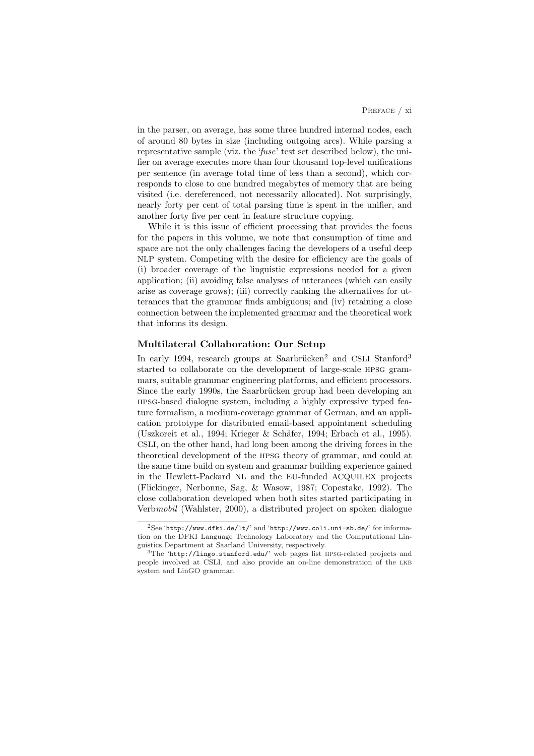in the parser, on average, has some three hundred internal nodes, each of around 80 bytes in size (including outgoing arcs). While parsing a representative sample (viz. the '*fuse*' test set described below), the unifier on average executes more than four thousand top-level unifications per sentence (in average total time of less than a second), which corresponds to close to one hundred megabytes of memory that are being visited (i.e. dereferenced, not necessarily allocated). Not surprisingly, nearly forty per cent of total parsing time is spent in the unifier, and another forty five per cent in feature structure copying.

While it is this issue of efficient processing that provides the focus for the papers in this volume, we note that consumption of time and space are not the only challenges facing the developers of a useful deep NLP system. Competing with the desire for efficiency are the goals of (i) broader coverage of the linguistic expressions needed for a given application; (ii) avoiding false analyses of utterances (which can easily arise as coverage grows); (iii) correctly ranking the alternatives for utterances that the grammar finds ambiguous; and (iv) retaining a close connection between the implemented grammar and the theoretical work that informs its design.

## Multilateral Collaboration: Our Setup

In early 1994, research groups at Saarbrücken[2] and CSLI Stanford[3] started to collaborate on the development of large-scale HPSG grammars, suitable grammar engineering platforms, and efficient processors. Since the early 1990s, the Saarbrücken group had been developing an HPSG-based dialogue system, including a highly expressive typed feature formalism, a medium-coverage grammar of German, and an application prototype for distributed email-based appointment scheduling (Uszkoreit et al., 1994; Krieger & Schäfer, 1994; Erbach et al., 1995). CSLI, on the other hand, had long been among the driving forces in the theoretical development of the HPSG theory of grammar, and could at the same time build on system and grammar building experience gained in the Hewlett-Packard NL and the EU-funded ACQUILEX projects (Flickinger, Nerbonne, Sag, & Wasow, 1987; Copestake, 1992). The close collaboration developed when both sites started participating in Verb*mobil* (Wahlster, 2000), a distributed project on spoken dialogue

---

[2] See '`http://www.dfki.de/lt/`' and '`http://www.coli.uni-sb.de/`' for information on the DFKI Language Technology Laboratory and the Computational Linguistics Department at Saarland University, respectively.

[3] The '`http://lingo.stanford.edu/`' web pages list HPSG-related projects and people involved at CSLI, and also provide an on-line demonstration of the LKB system and LinGO grammar.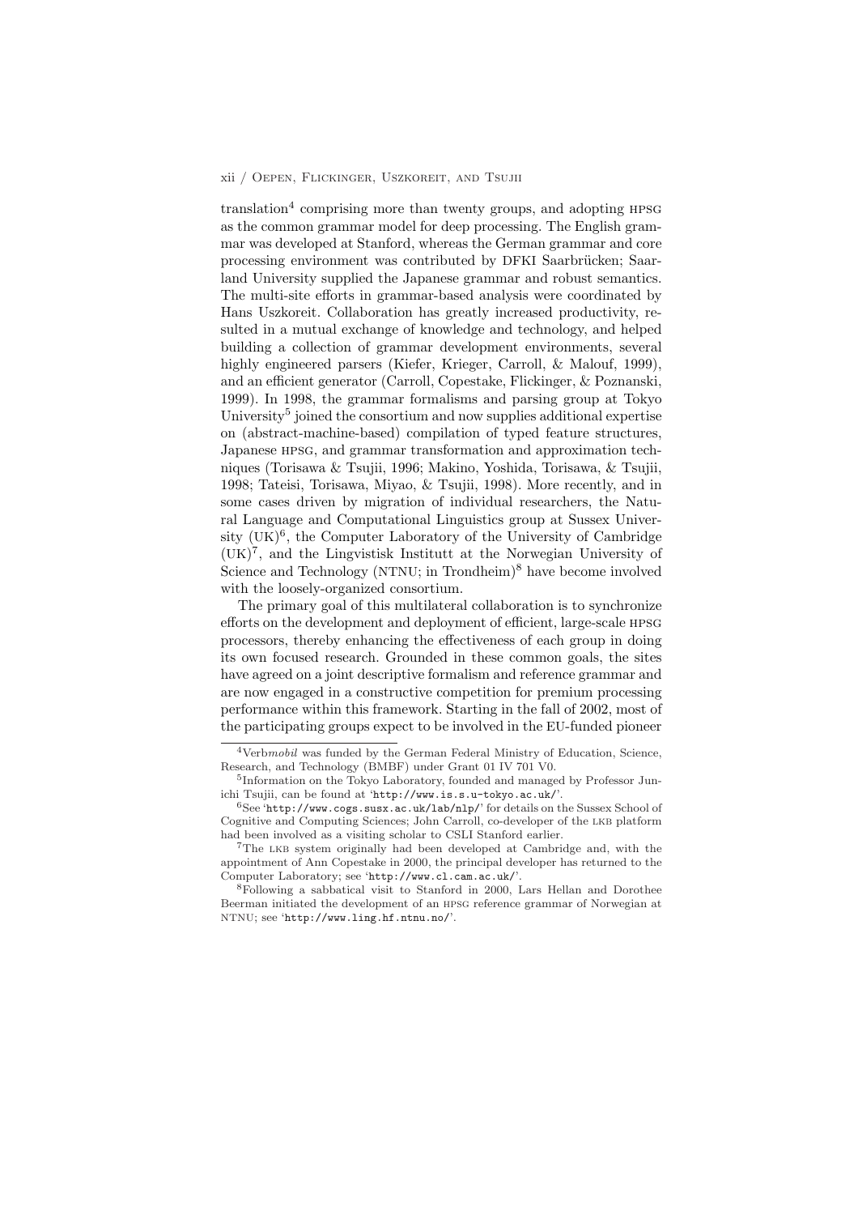translation[4] comprising more than twenty groups, and adopting HPSG as the common grammar model for deep processing. The English grammar was developed at Stanford, whereas the German grammar and core processing environment was contributed by DFKI Saarbrücken; Saarland University supplied the Japanese grammar and robust semantics. The multi-site efforts in grammar-based analysis were coordinated by Hans Uszkoreit. Collaboration has greatly increased productivity, resulted in a mutual exchange of knowledge and technology, and helped building a collection of grammar development environments, several highly engineered parsers (Kiefer, Krieger, Carroll, & Malouf, 1999), and an efficient generator (Carroll, Copestake, Flickinger, & Poznanski, 1999). In 1998, the grammar formalisms and parsing group at Tokyo University[5] joined the consortium and now supplies additional expertise on (abstract-machine-based) compilation of typed feature structures, Japanese HPSG, and grammar transformation and approximation techniques (Torisawa & Tsujii, 1996; Makino, Yoshida, Torisawa, & Tsujii, 1998; Tateisi, Torisawa, Miyao, & Tsujii, 1998). More recently, and in some cases driven by migration of individual researchers, the Natural Language and Computational Linguistics group at Sussex University (UK)[6], the Computer Laboratory of the University of Cambridge (UK)[7], and the Lingvistisk Institutt at the Norwegian University of Science and Technology (NTNU; in Trondheim)[8] have become involved with the loosely-organized consortium.

The primary goal of this multilateral collaboration is to synchronize efforts on the development and deployment of efficient, large-scale HPSG processors, thereby enhancing the effectiveness of each group in doing its own focused research. Grounded in these common goals, the sites have agreed on a joint descriptive formalism and reference grammar and are now engaged in a constructive competition for premium processing performance within this framework. Starting in the fall of 2002, most of the participating groups expect to be involved in the EU-funded pioneer

---

[4] Verb*mobil* was funded by the German Federal Ministry of Education, Science, Research, and Technology (BMBF) under Grant 01 IV 701 V0.

[5] Information on the Tokyo Laboratory, founded and managed by Professor Jun-ichi Tsujii, can be found at '`http://www.is.s.u-tokyo.ac.uk/`'.

[6] See '`http://www.cogs.susx.ac.uk/lab/nlp/`' for details on the Sussex School of Cognitive and Computing Sciences; John Carroll, co-developer of the LKB platform had been involved as a visiting scholar to CSLI Stanford earlier.

[7] The LKB system originally had been developed at Cambridge and, with the appointment of Ann Copestake in 2000, the principal developer has returned to the Computer Laboratory; see '`http://www.cl.cam.ac.uk/`'.

[8] Following a sabbatical visit to Stanford in 2000, Lars Hellan and Dorothee Beerman initiated the development of an HPSG reference grammar of Norwegian at NTNU; see '`http://www.ling.hf.ntnu.no/`'.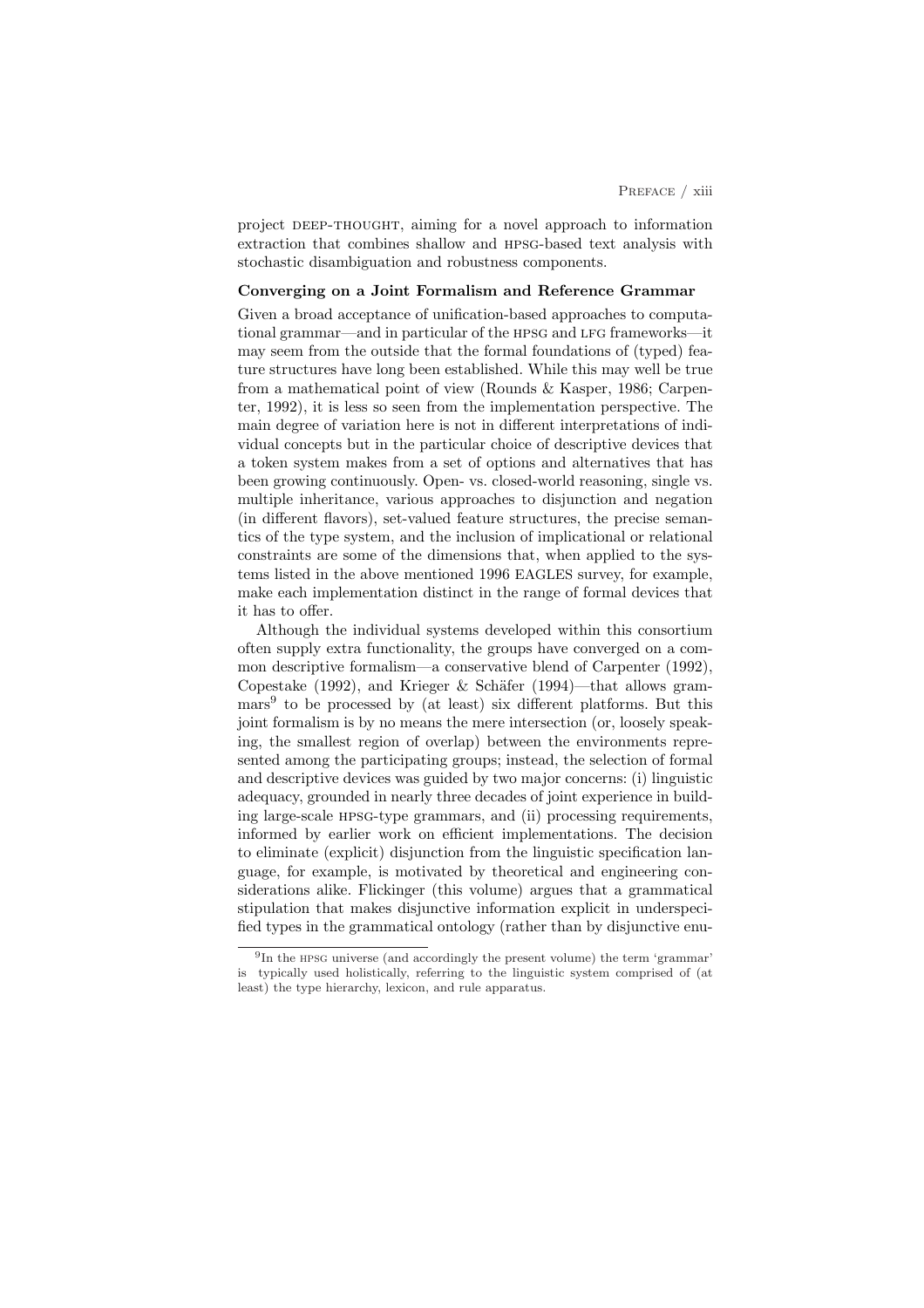project DEEP-THOUGHT, aiming for a novel approach to information extraction that combines shallow and HPSG-based text analysis with stochastic disambiguation and robustness components.

**Converging on a Joint Formalism and Reference Grammar**

Given a broad acceptance of unification-based approaches to computational grammar—and in particular of the HPSG and LFG frameworks—it may seem from the outside that the formal foundations of (typed) feature structures have long been established. While this may well be true from a mathematical point of view (Rounds & Kasper, 1986; Carpenter, 1992), it is less so seen from the implementation perspective. The main degree of variation here is not in different interpretations of individual concepts but in the particular choice of descriptive devices that a token system makes from a set of options and alternatives that has been growing continuously. Open- vs. closed-world reasoning, single vs. multiple inheritance, various approaches to disjunction and negation (in different flavors), set-valued feature structures, the precise semantics of the type system, and the inclusion of implicational or relational constraints are some of the dimensions that, when applied to the systems listed in the above mentioned 1996 EAGLES survey, for example, make each implementation distinct in the range of formal devices that it has to offer.

Although the individual systems developed within this consortium often supply extra functionality, the groups have converged on a common descriptive formalism—a conservative blend of Carpenter (1992), Copestake (1992), and Krieger & Schäfer (1994)—that allows grammars[9] to be processed by (at least) six different platforms. But this joint formalism is by no means the mere intersection (or, loosely speaking, the smallest region of overlap) between the environments represented among the participating groups; instead, the selection of formal and descriptive devices was guided by two major concerns: (i) linguistic adequacy, grounded in nearly three decades of joint experience in building large-scale HPSG-type grammars, and (ii) processing requirements, informed by earlier work on efficient implementations. The decision to eliminate (explicit) disjunction from the linguistic specification language, for example, is motivated by theoretical and engineering considerations alike. Flickinger (this volume) argues that a grammatical stipulation that makes disjunctive information explicit in underspecified types in the grammatical ontology (rather than by disjunctive enu-

[9] In the HPSG universe (and accordingly the present volume) the term 'grammar' is typically used holistically, referring to the linguistic system comprised of (at least) the type hierarchy, lexicon, and rule apparatus.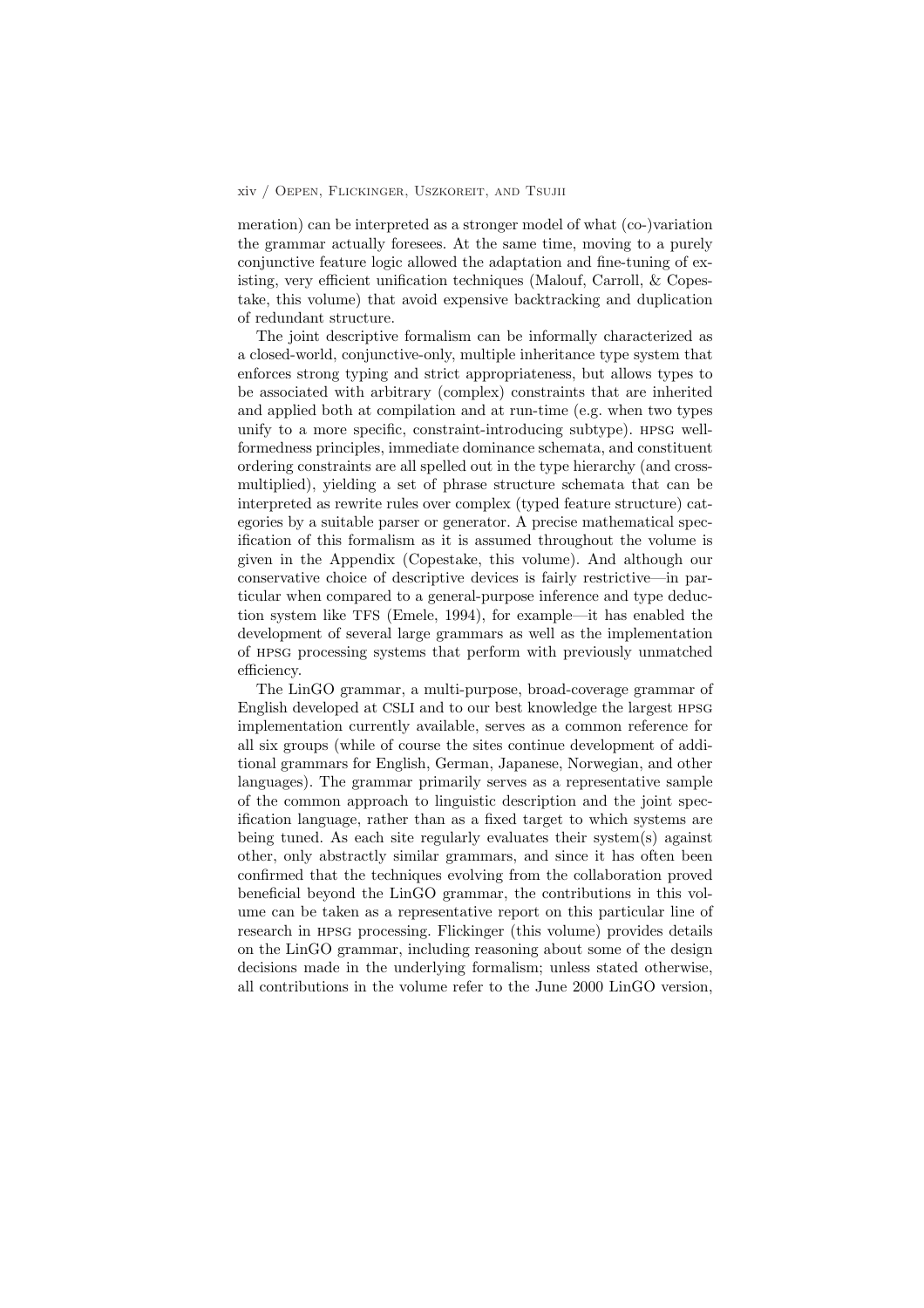meration) can be interpreted as a stronger model of what (co-)variation the grammar actually foresees. At the same time, moving to a purely conjunctive feature logic allowed the adaptation and fine-tuning of existing, very efficient unification techniques (Malouf, Carroll, & Copestake, this volume) that avoid expensive backtracking and duplication of redundant structure.

The joint descriptive formalism can be informally characterized as a closed-world, conjunctive-only, multiple inheritance type system that enforces strong typing and strict appropriateness, but allows types to be associated with arbitrary (complex) constraints that are inherited and applied both at compilation and at run-time (e.g. when two types unify to a more specific, constraint-introducing subtype). HPSG well-formedness principles, immediate dominance schemata, and constituent ordering constraints are all spelled out in the type hierarchy (and cross-multiplied), yielding a set of phrase structure schemata that can be interpreted as rewrite rules over complex (typed feature structure) categories by a suitable parser or generator. A precise mathematical specification of this formalism as it is assumed throughout the volume is given in the Appendix (Copestake, this volume). And although our conservative choice of descriptive devices is fairly restrictive—in particular when compared to a general-purpose inference and type deduction system like TFS (Emele, 1994), for example—it has enabled the development of several large grammars as well as the implementation of HPSG processing systems that perform with previously unmatched efficiency.

The LinGO grammar, a multi-purpose, broad-coverage grammar of English developed at CSLI and to our best knowledge the largest HPSG implementation currently available, serves as a common reference for all six groups (while of course the sites continue development of additional grammars for English, German, Japanese, Norwegian, and other languages). The grammar primarily serves as a representative sample of the common approach to linguistic description and the joint specification language, rather than as a fixed target to which systems are being tuned. As each site regularly evaluates their system(s) against other, only abstractly similar grammars, and since it has often been confirmed that the techniques evolving from the collaboration proved beneficial beyond the LinGO grammar, the contributions in this volume can be taken as a representative report on this particular line of research in HPSG processing. Flickinger (this volume) provides details on the LinGO grammar, including reasoning about some of the design decisions made in the underlying formalism; unless stated otherwise, all contributions in the volume refer to the June 2000 LinGO version,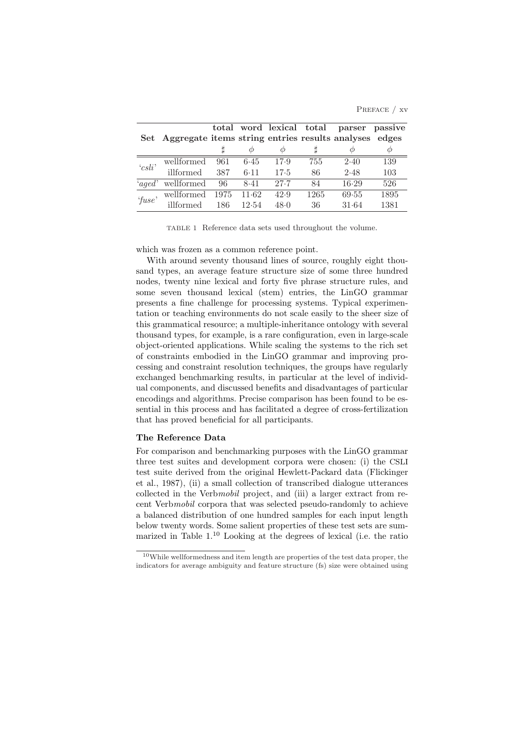| Set | Aggregate | total items | word string | lexical entries | total results | parser analyses | passive edges |
|---|---|---|---|---|---|---|---|
| | | ♯ | $\phi$ | $\phi$ | ♯ | $\phi$ | $\phi$ |
| '*csli*' | wellformed | 961 | 6·45 | 17·9 | 755 | 2·40 | 139 |
| | illformed | 387 | 6·11 | 17·5 | 86 | 2·48 | 103 |
| '*aged*' | wellformed | 96 | 8·41 | 27·7 | 84 | 16·29 | 526 |
| '*fuse*' | wellformed | 1975 | 11·62 | 42·9 | 1265 | 69·55 | 1895 |
| | illformed | 186 | 12·54 | 48·0 | 36 | 31·64 | 1381 |

TABLE 1 Reference data sets used throughout the volume.

which was frozen as a common reference point.

With around seventy thousand lines of source, roughly eight thousand types, an average feature structure size of some three hundred nodes, twenty nine lexical and forty five phrase structure rules, and some seven thousand lexical (stem) entries, the LinGO grammar presents a fine challenge for processing systems. Typical experimentation or teaching environments do not scale easily to the sheer size of this grammatical resource; a multiple-inheritance ontology with several thousand types, for example, is a rare configuration, even in large-scale object-oriented applications. While scaling the systems to the rich set of constraints embodied in the LinGO grammar and improving processing and constraint resolution techniques, the groups have regularly exchanged benchmarking results, in particular at the level of individual components, and discussed benefits and disadvantages of particular encodings and algorithms. Precise comparison has been found to be essential in this process and has facilitated a degree of cross-fertilization that has proved beneficial for all participants.

### The Reference Data

For comparison and benchmarking purposes with the LinGO grammar three test suites and development corpora were chosen: (i) the CSLI test suite derived from the original Hewlett-Packard data (Flickinger et al., 1987), (ii) a small collection of transcribed dialogue utterances collected in the Verb*mobil* project, and (iii) a larger extract from recent Verb*mobil* corpora that was selected pseudo-randomly to achieve a balanced distribution of one hundred samples for each input length below twenty words. Some salient properties of these test sets are summarized in Table 1.[10] Looking at the degrees of lexical (i.e. the ratio

[10] While wellformedness and item length are properties of the test data proper, the indicators for average ambiguity and feature structure (fs) size were obtained using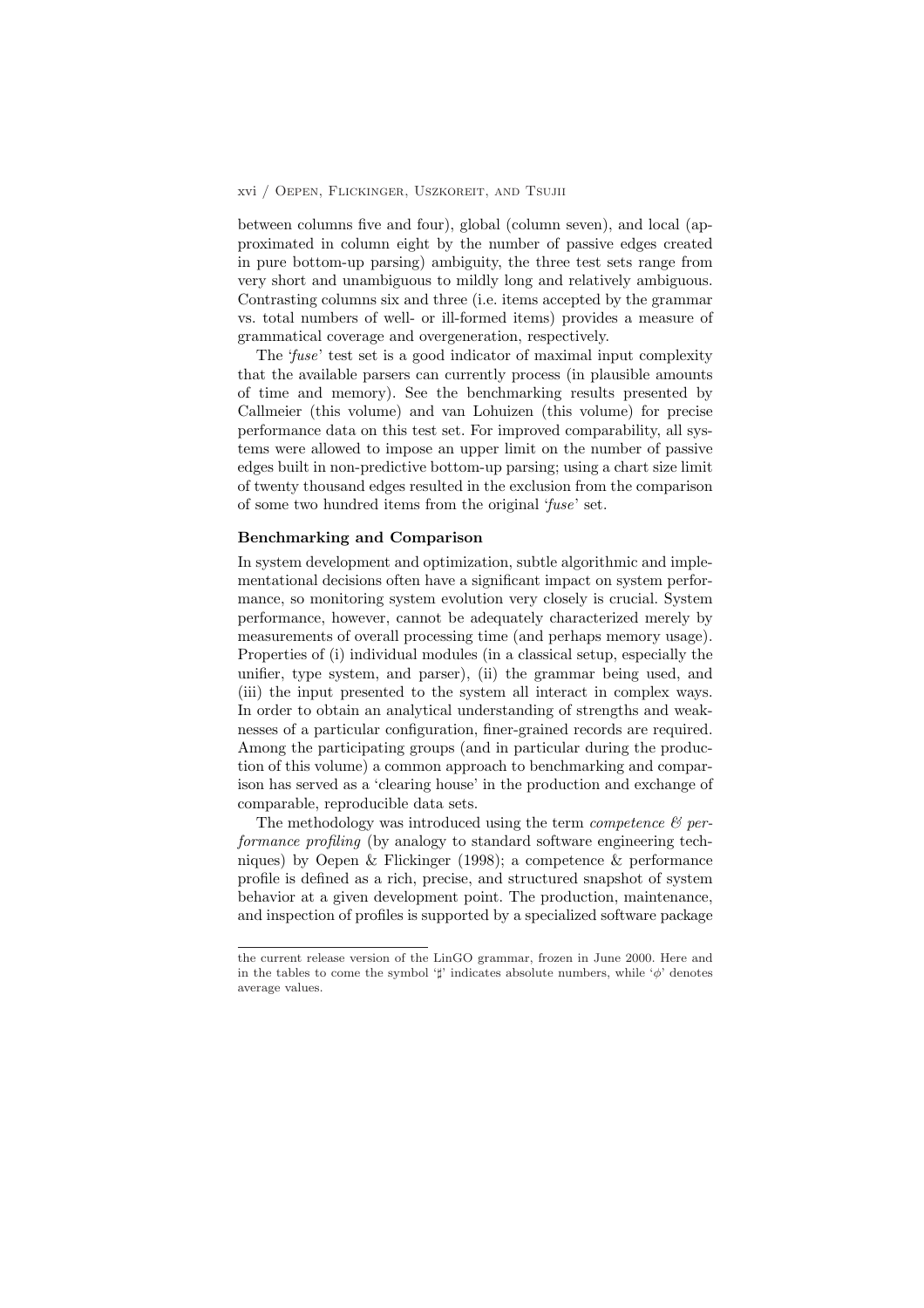between columns five and four), global (column seven), and local (approximated in column eight by the number of passive edges created in pure bottom-up parsing) ambiguity, the three test sets range from very short and unambiguous to mildly long and relatively ambiguous. Contrasting columns six and three (i.e. items accepted by the grammar vs. total numbers of well- or ill-formed items) provides a measure of grammatical coverage and overgeneration, respectively.

The '*fuse*' test set is a good indicator of maximal input complexity that the available parsers can currently process (in plausible amounts of time and memory). See the benchmarking results presented by Callmeier (this volume) and van Lohuizen (this volume) for precise performance data on this test set. For improved comparability, all systems were allowed to impose an upper limit on the number of passive edges built in non-predictive bottom-up parsing; using a chart size limit of twenty thousand edges resulted in the exclusion from the comparison of some two hundred items from the original '*fuse*' set.

**Benchmarking and Comparison**

In system development and optimization, subtle algorithmic and implementational decisions often have a significant impact on system performance, so monitoring system evolution very closely is crucial. System performance, however, cannot be adequately characterized merely by measurements of overall processing time (and perhaps memory usage). Properties of (i) individual modules (in a classical setup, especially the unifier, type system, and parser), (ii) the grammar being used, and (iii) the input presented to the system all interact in complex ways. In order to obtain an analytical understanding of strengths and weaknesses of a particular configuration, finer-grained records are required. Among the participating groups (and in particular during the production of this volume) a common approach to benchmarking and comparison has served as a 'clearing house' in the production and exchange of comparable, reproducible data sets.

The methodology was introduced using the term *competence & performance profiling* (by analogy to standard software engineering techniques) by Oepen & Flickinger (1998); a competence & performance profile is defined as a rich, precise, and structured snapshot of system behavior at a given development point. The production, maintenance, and inspection of profiles is supported by a specialized software package

---

the current release version of the LinGO grammar, frozen in June 2000. Here and in the tables to come the symbol '♯' indicates absolute numbers, while '$\phi$' denotes average values.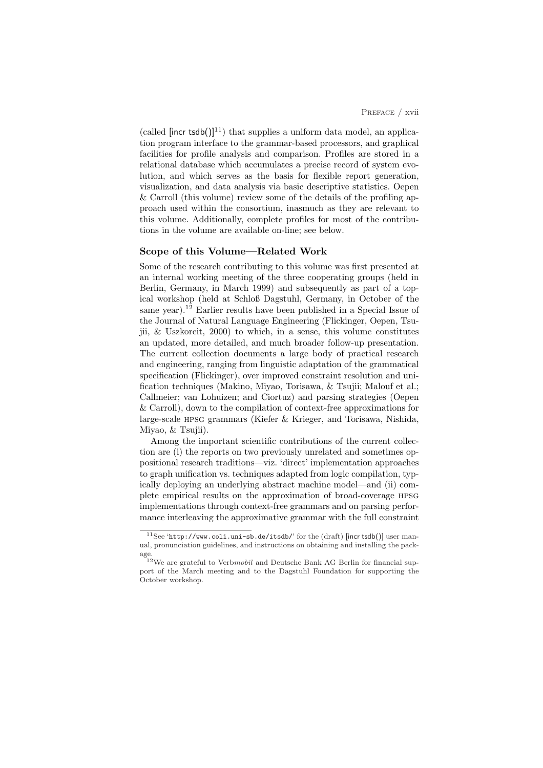(called [incr tsdb()][11]) that supplies a uniform data model, an application program interface to the grammar-based processors, and graphical facilities for profile analysis and comparison. Profiles are stored in a relational database which accumulates a precise record of system evolution, and which serves as the basis for flexible report generation, visualization, and data analysis via basic descriptive statistics. Oepen & Carroll (this volume) review some of the details of the profiling approach used within the consortium, inasmuch as they are relevant to this volume. Additionally, complete profiles for most of the contributions in the volume are available on-line; see below.

### Scope of this Volume—Related Work

Some of the research contributing to this volume was first presented at an internal working meeting of the three cooperating groups (held in Berlin, Germany, in March 1999) and subsequently as part of a topical workshop (held at Schloß Dagstuhl, Germany, in October of the same year).[12] Earlier results have been published in a Special Issue of the Journal of Natural Language Engineering (Flickinger, Oepen, Tsujii, & Uszkoreit, 2000) to which, in a sense, this volume constitutes an updated, more detailed, and much broader follow-up presentation. The current collection documents a large body of practical research and engineering, ranging from linguistic adaptation of the grammatical specification (Flickinger), over improved constraint resolution and unification techniques (Makino, Miyao, Torisawa, & Tsujii; Malouf et al.; Callmeier; van Lohuizen; and Ciortuz) and parsing strategies (Oepen & Carroll), down to the compilation of context-free approximations for large-scale HPSG grammars (Kiefer & Krieger, and Torisawa, Nishida, Miyao, & Tsujii).

Among the important scientific contributions of the current collection are (i) the reports on two previously unrelated and sometimes oppositional research traditions—viz. 'direct' implementation approaches to graph unification vs. techniques adapted from logic compilation, typically deploying an underlying abstract machine model—and (ii) complete empirical results on the approximation of broad-coverage HPSG implementations through context-free grammars and on parsing performance interleaving the approximative grammar with the full constraint

---

[11] See 'http://www.coli.uni-sb.de/itsdb/' for the (draft) [incr tsdb()] user manual, pronunciation guidelines, and instructions on obtaining and installing the package.

[12] We are grateful to Verb*mobil* and Deutsche Bank AG Berlin for financial support of the March meeting and to the Dagstuhl Foundation for supporting the October workshop.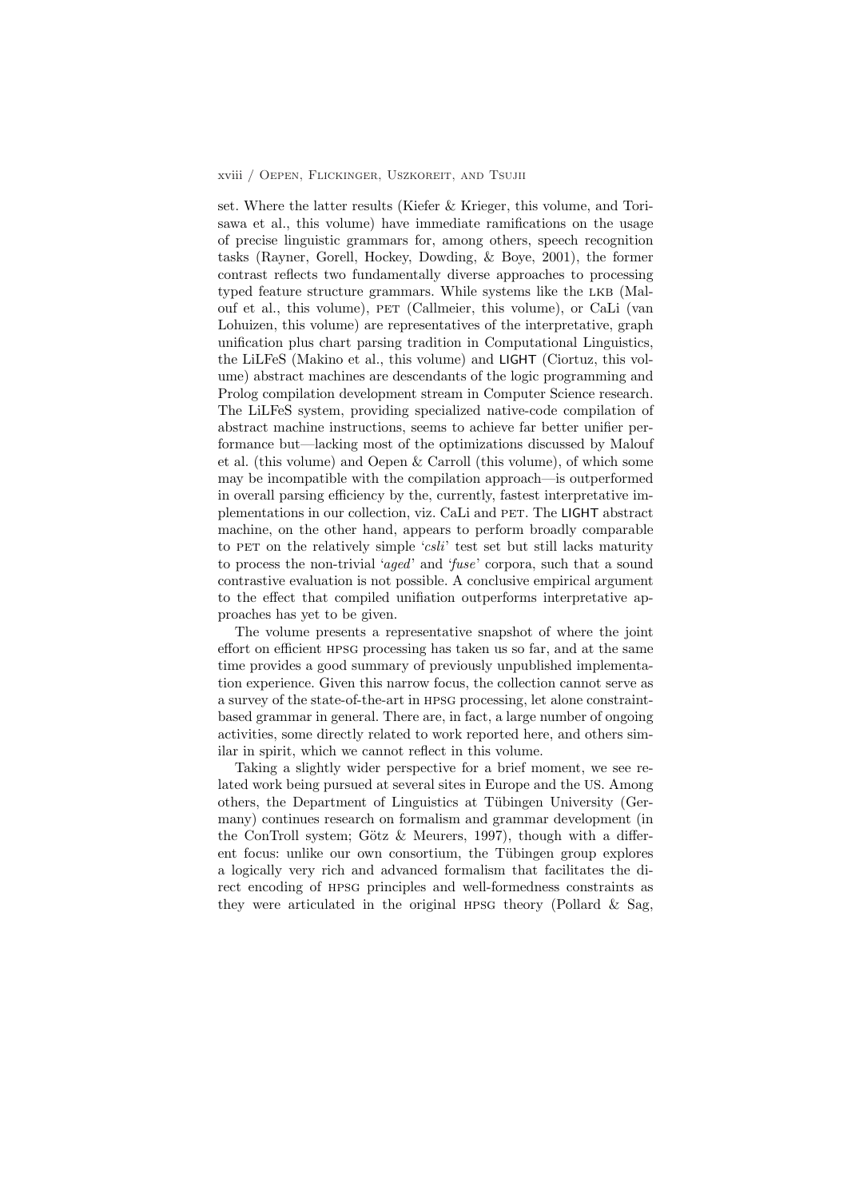set. Where the latter results (Kiefer & Krieger, this volume, and Torisawa et al., this volume) have immediate ramifications on the usage of precise linguistic grammars for, among others, speech recognition tasks (Rayner, Gorell, Hockey, Dowding, & Boye, 2001), the former contrast reflects two fundamentally diverse approaches to processing typed feature structure grammars. While systems like the LKB (Malouf et al., this volume), PET (Callmeier, this volume), or CaLi (van Lohuizen, this volume) are representatives of the interpretative, graph unification plus chart parsing tradition in Computational Linguistics, the LiLFeS (Makino et al., this volume) and LIGHT (Ciortuz, this volume) abstract machines are descendants of the logic programming and Prolog compilation development stream in Computer Science research. The LiLFeS system, providing specialized native-code compilation of abstract machine instructions, seems to achieve far better unifier performance but—lacking most of the optimizations discussed by Malouf et al. (this volume) and Oepen & Carroll (this volume), of which some may be incompatible with the compilation approach—is outperformed in overall parsing efficiency by the, currently, fastest interpretative implementations in our collection, viz. CaLi and PET. The LIGHT abstract machine, on the other hand, appears to perform broadly comparable to PET on the relatively simple '*csli*' test set but still lacks maturity to process the non-trivial '*aged*' and '*fuse*' corpora, such that a sound contrastive evaluation is not possible. A conclusive empirical argument to the effect that compiled unifiation outperforms interpretative approaches has yet to be given.

The volume presents a representative snapshot of where the joint effort on efficient HPSG processing has taken us so far, and at the same time provides a good summary of previously unpublished implementation experience. Given this narrow focus, the collection cannot serve as a survey of the state-of-the-art in HPSG processing, let alone constraint-based grammar in general. There are, in fact, a large number of ongoing activities, some directly related to work reported here, and others similar in spirit, which we cannot reflect in this volume.

Taking a slightly wider perspective for a brief moment, we see related work being pursued at several sites in Europe and the US. Among others, the Department of Linguistics at Tübingen University (Germany) continues research on formalism and grammar development (in the ConTroll system; Götz & Meurers, 1997), though with a different focus: unlike our own consortium, the Tübingen group explores a logically very rich and advanced formalism that facilitates the direct encoding of HPSG principles and well-formedness constraints as they were articulated in the original HPSG theory (Pollard & Sag,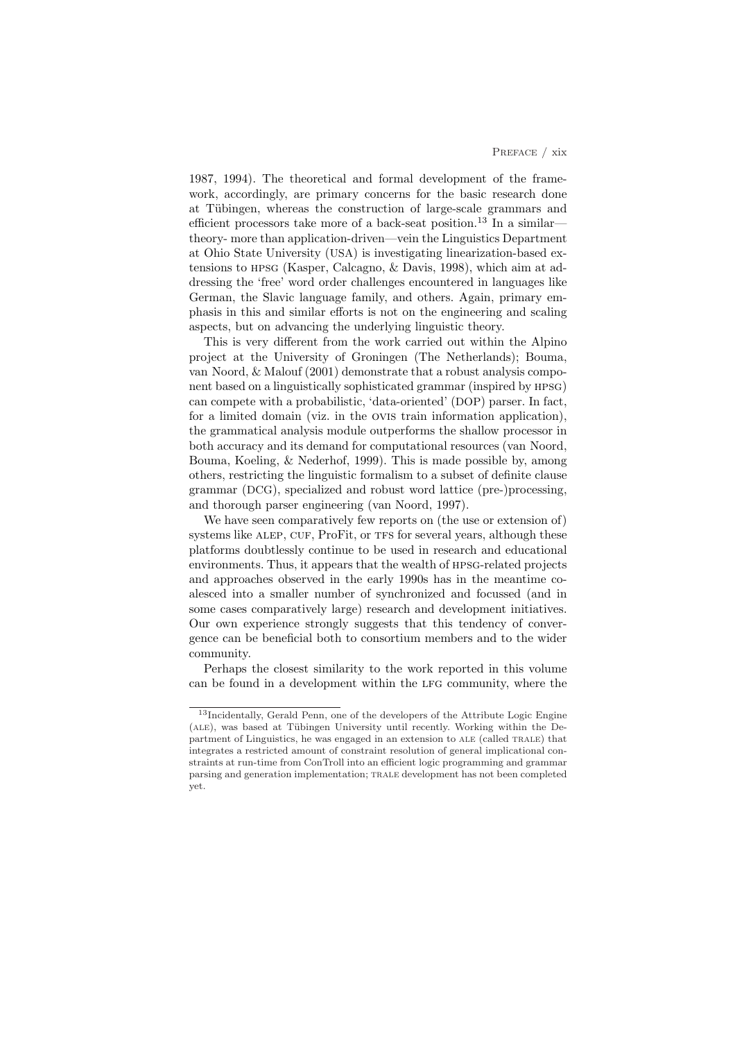1987, 1994). The theoretical and formal development of the framework, accordingly, are primary concerns for the basic research done at Tübingen, whereas the construction of large-scale grammars and efficient processors take more of a back-seat position.[13] In a similar—theory- more than application-driven—vein the Linguistics Department at Ohio State University (USA) is investigating linearization-based extensions to HPSG (Kasper, Calcagno, & Davis, 1998), which aim at addressing the 'free' word order challenges encountered in languages like German, the Slavic language family, and others. Again, primary emphasis in this and similar efforts is not on the engineering and scaling aspects, but on advancing the underlying linguistic theory.

This is very different from the work carried out within the Alpino project at the University of Groningen (The Netherlands); Bouma, van Noord, & Malouf (2001) demonstrate that a robust analysis component based on a linguistically sophisticated grammar (inspired by HPSG) can compete with a probabilistic, 'data-oriented' (DOP) parser. In fact, for a limited domain (viz. in the OVIS train information application), the grammatical analysis module outperforms the shallow processor in both accuracy and its demand for computational resources (van Noord, Bouma, Koeling, & Nederhof, 1999). This is made possible by, among others, restricting the linguistic formalism to a subset of definite clause grammar (DCG), specialized and robust word lattice (pre-)processing, and thorough parser engineering (van Noord, 1997).

We have seen comparatively few reports on (the use or extension of) systems like ALEP, CUF, ProFit, or TFS for several years, although these platforms doubtlessly continue to be used in research and educational environments. Thus, it appears that the wealth of HPSG-related projects and approaches observed in the early 1990s has in the meantime coalesced into a smaller number of synchronized and focussed (and in some cases comparatively large) research and development initiatives. Our own experience strongly suggests that this tendency of convergence can be beneficial both to consortium members and to the wider community.

Perhaps the closest similarity to the work reported in this volume can be found in a development within the LFG community, where the

[13] Incidentally, Gerald Penn, one of the developers of the Attribute Logic Engine (ALE), was based at Tübingen University until recently. Working within the Department of Linguistics, he was engaged in an extension to ALE (called TRALE) that integrates a restricted amount of constraint resolution of general implicational constraints at run-time from ConTroll into an efficient logic programming and grammar parsing and generation implementation; TRALE development has not been completed yet.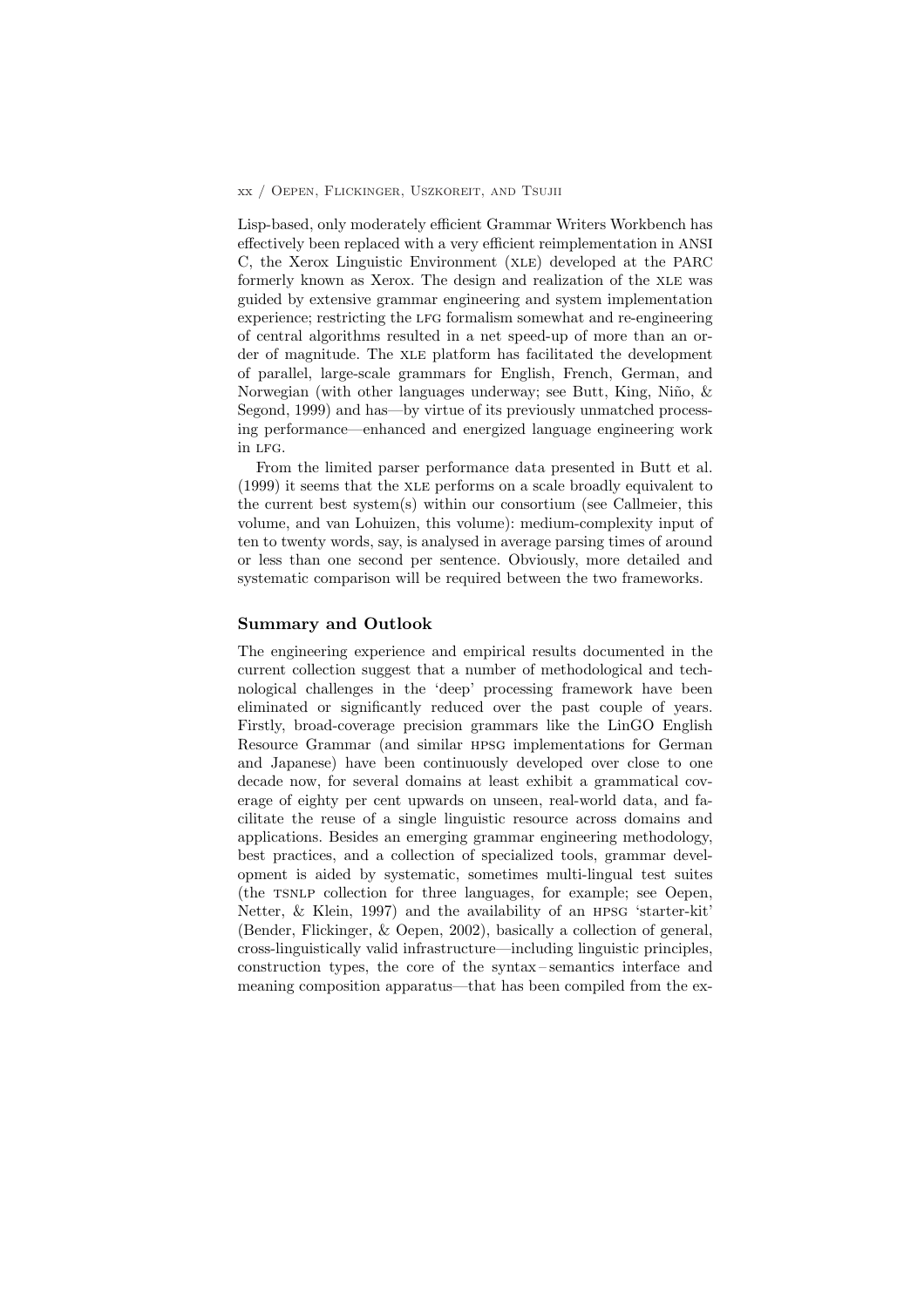Lisp-based, only moderately efficient Grammar Writers Workbench has effectively been replaced with a very efficient reimplementation in ANSI C, the Xerox Linguistic Environment (XLE) developed at the PARC formerly known as Xerox. The design and realization of the XLE was guided by extensive grammar engineering and system implementation experience; restricting the LFG formalism somewhat and re-engineering of central algorithms resulted in a net speed-up of more than an order of magnitude. The XLE platform has facilitated the development of parallel, large-scale grammars for English, French, German, and Norwegian (with other languages underway; see Butt, King, Niño, & Segond, 1999) and has—by virtue of its previously unmatched processing performance—enhanced and energized language engineering work in LFG.

From the limited parser performance data presented in Butt et al. (1999) it seems that the XLE performs on a scale broadly equivalent to the current best system(s) within our consortium (see Callmeier, this volume, and van Lohuizen, this volume): medium-complexity input of ten to twenty words, say, is analysed in average parsing times of around or less than one second per sentence. Obviously, more detailed and systematic comparison will be required between the two frameworks.

## Summary and Outlook

The engineering experience and empirical results documented in the current collection suggest that a number of methodological and technological challenges in the 'deep' processing framework have been eliminated or significantly reduced over the past couple of years. Firstly, broad-coverage precision grammars like the LinGO English Resource Grammar (and similar HPSG implementations for German and Japanese) have been continuously developed over close to one decade now, for several domains at least exhibit a grammatical coverage of eighty per cent upwards on unseen, real-world data, and facilitate the reuse of a single linguistic resource across domains and applications. Besides an emerging grammar engineering methodology, best practices, and a collection of specialized tools, grammar development is aided by systematic, sometimes multi-lingual test suites (the TSNLP collection for three languages, for example; see Oepen, Netter, & Klein, 1997) and the availability of an HPSG 'starter-kit' (Bender, Flickinger, & Oepen, 2002), basically a collection of general, cross-linguistically valid infrastructure—including linguistic principles, construction types, the core of the syntax – semantics interface and meaning composition apparatus—that has been compiled from the ex-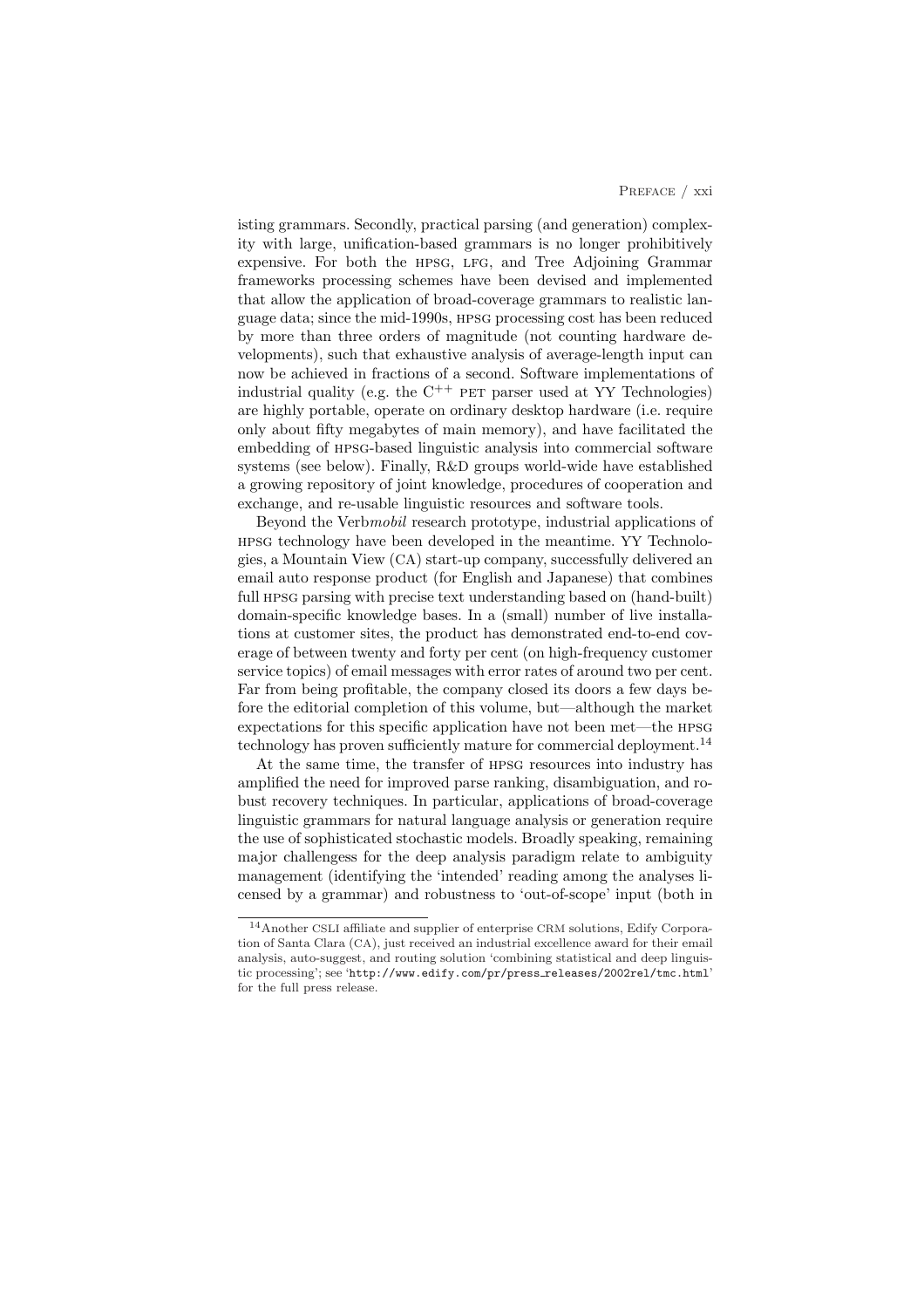isting grammars. Secondly, practical parsing (and generation) complexity with large, unification-based grammars is no longer prohibitively expensive. For both the HPSG, LFG, and Tree Adjoining Grammar frameworks processing schemes have been devised and implemented that allow the application of broad-coverage grammars to realistic language data; since the mid-1990s, HPSG processing cost has been reduced by more than three orders of magnitude (not counting hardware developments), such that exhaustive analysis of average-length input can now be achieved in fractions of a second. Software implementations of industrial quality (e.g. the $C^{++}$ PET parser used at YY Technologies) are highly portable, operate on ordinary desktop hardware (i.e. require only about fifty megabytes of main memory), and have facilitated the embedding of HPSG-based linguistic analysis into commercial software systems (see below). Finally, R&D groups world-wide have established a growing repository of joint knowledge, procedures of cooperation and exchange, and re-usable linguistic resources and software tools.

Beyond the Verb*mobil* research prototype, industrial applications of HPSG technology have been developed in the meantime. YY Technologies, a Mountain View (CA) start-up company, successfully delivered an email auto response product (for English and Japanese) that combines full HPSG parsing with precise text understanding based on (hand-built) domain-specific knowledge bases. In a (small) number of live installations at customer sites, the product has demonstrated end-to-end coverage of between twenty and forty per cent (on high-frequency customer service topics) of email messages with error rates of around two per cent. Far from being profitable, the company closed its doors a few days before the editorial completion of this volume, but—although the market expectations for this specific application have not been met—the HPSG technology has proven sufficiently mature for commercial deployment.[14]

At the same time, the transfer of HPSG resources into industry has amplified the need for improved parse ranking, disambiguation, and robust recovery techniques. In particular, applications of broad-coverage linguistic grammars for natural language analysis or generation require the use of sophisticated stochastic models. Broadly speaking, remaining major challengess for the deep analysis paradigm relate to ambiguity management (identifying the 'intended' reading among the analyses licensed by a grammar) and robustness to 'out-of-scope' input (both in

---

[14] Another CSLI affiliate and supplier of enterprise CRM solutions, Edify Corporation of Santa Clara (CA), just received an industrial excellence award for their email analysis, auto-suggest, and routing solution 'combining statistical and deep linguistic processing'; see 'http://www.edify.com/pr/press_releases/2002rel/tmc.html' for the full press release.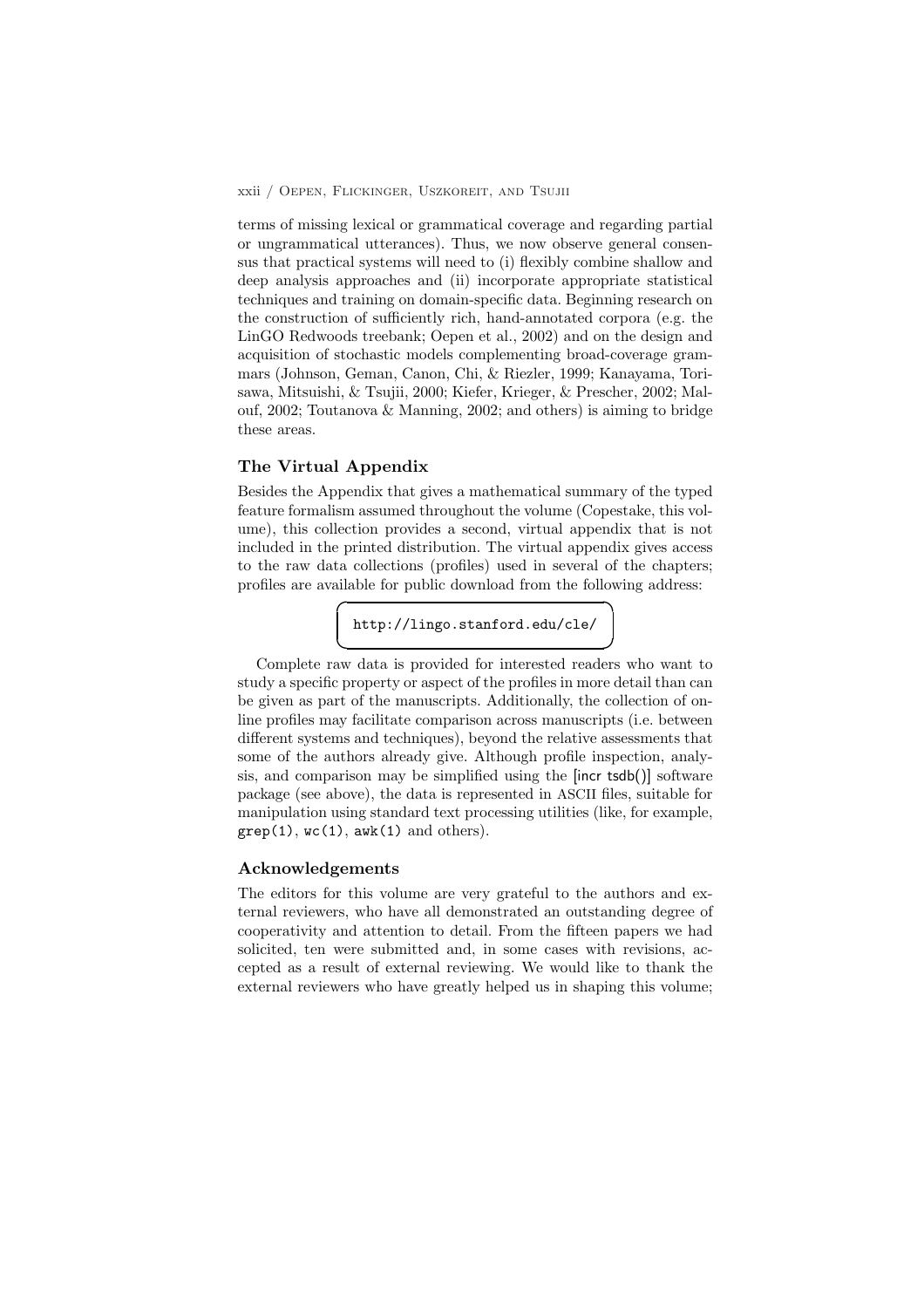terms of missing lexical or grammatical coverage and regarding partial or ungrammatical utterances). Thus, we now observe general consensus that practical systems will need to (i) flexibly combine shallow and deep analysis approaches and (ii) incorporate appropriate statistical techniques and training on domain-specific data. Beginning research on the construction of sufficiently rich, hand-annotated corpora (e.g. the LinGO Redwoods treebank; Oepen et al., 2002) and on the design and acquisition of stochastic models complementing broad-coverage grammars (Johnson, Geman, Canon, Chi, & Riezler, 1999; Kanayama, Torisawa, Mitsuishi, & Tsujii, 2000; Kiefer, Krieger, & Prescher, 2002; Malouf, 2002; Toutanova & Manning, 2002; and others) is aiming to bridge these areas.

## The Virtual Appendix

Besides the Appendix that gives a mathematical summary of the typed feature formalism assumed throughout the volume (Copestake, this volume), this collection provides a second, virtual appendix that is not included in the printed distribution. The virtual appendix gives access to the raw data collections (profiles) used in several of the chapters; profiles are available for public download from the following address:

```
http://lingo.stanford.edu/cle/
```

Complete raw data is provided for interested readers who want to study a specific property or aspect of the profiles in more detail than can be given as part of the manuscripts. Additionally, the collection of online profiles may facilitate comparison across manuscripts (i.e. between different systems and techniques), beyond the relative assessments that some of the authors already give. Although profile inspection, analysis, and comparison may be simplified using the [incr tsdb()] software package (see above), the data is represented in ASCII files, suitable for manipulation using standard text processing utilities (like, for example, `grep(1)`, `wc(1)`, `awk(1)` and others).

## Acknowledgements

The editors for this volume are very grateful to the authors and external reviewers, who have all demonstrated an outstanding degree of cooperativity and attention to detail. From the fifteen papers we had solicited, ten were submitted and, in some cases with revisions, accepted as a result of external reviewing. We would like to thank the external reviewers who have greatly helped us in shaping this volume;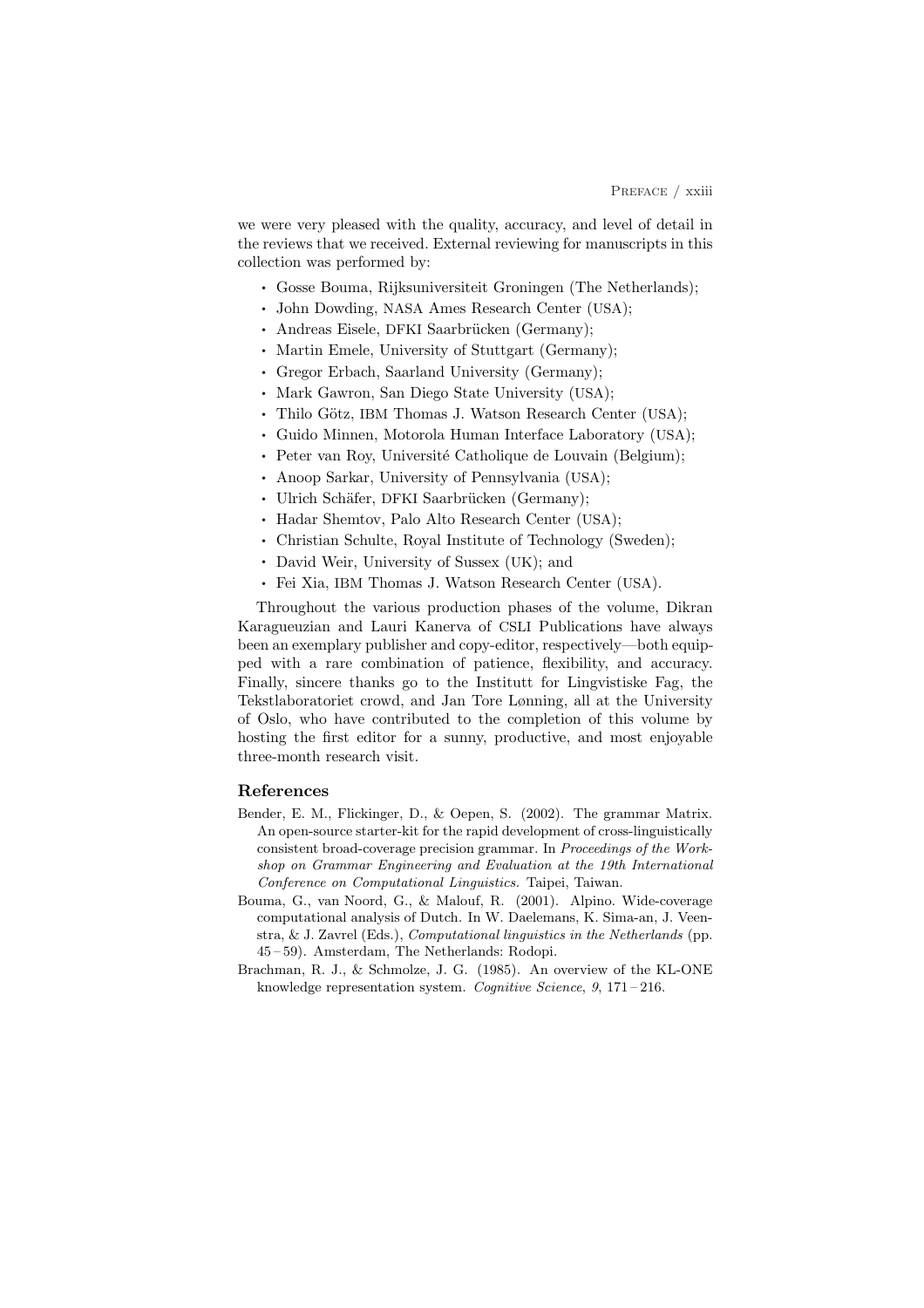we were very pleased with the quality, accuracy, and level of detail in the reviews that we received. External reviewing for manuscripts in this collection was performed by:

- Gosse Bouma, Rijksuniversiteit Groningen (The Netherlands);
- John Dowding, NASA Ames Research Center (USA);
- Andreas Eisele, DFKI Saarbrücken (Germany);
- Martin Emele, University of Stuttgart (Germany);
- Gregor Erbach, Saarland University (Germany);
- Mark Gawron, San Diego State University (USA);
- Thilo Götz, IBM Thomas J. Watson Research Center (USA);
- Guido Minnen, Motorola Human Interface Laboratory (USA);
- Peter van Roy, Université Catholique de Louvain (Belgium);
- Anoop Sarkar, University of Pennsylvania (USA);
- Ulrich Schäfer, DFKI Saarbrücken (Germany);
- Hadar Shemtov, Palo Alto Research Center (USA);
- Christian Schulte, Royal Institute of Technology (Sweden);
- David Weir, University of Sussex (UK); and
- Fei Xia, IBM Thomas J. Watson Research Center (USA).

Throughout the various production phases of the volume, Dikran Karagueuzian and Lauri Kanerva of CSLI Publications have always been an exemplary publisher and copy-editor, respectively—both equipped with a rare combination of patience, flexibility, and accuracy. Finally, sincere thanks go to the Institutt for Lingvistiske Fag, the Tekstlaboratoriet crowd, and Jan Tore Lønning, all at the University of Oslo, who have contributed to the completion of this volume by hosting the first editor for a sunny, productive, and most enjoyable three-month research visit.

## References

Bender, E. M., Flickinger, D., & Oepen, S. (2002). The grammar Matrix. An open-source starter-kit for the rapid development of cross-linguistically consistent broad-coverage precision grammar. In *Proceedings of the Workshop on Grammar Engineering and Evaluation at the 19th International Conference on Computational Linguistics*. Taipei, Taiwan.

Bouma, G., van Noord, G., & Malouf, R. (2001). Alpino. Wide-coverage computational analysis of Dutch. In W. Daelemans, K. Sima-an, J. Veenstra, & J. Zavrel (Eds.), *Computational linguistics in the Netherlands* (pp. 45 – 59). Amsterdam, The Netherlands: Rodopi.

Brachman, R. J., & Schmolze, J. G. (1985). An overview of the KL-ONE knowledge representation system. *Cognitive Science*, *9*, 171 – 216.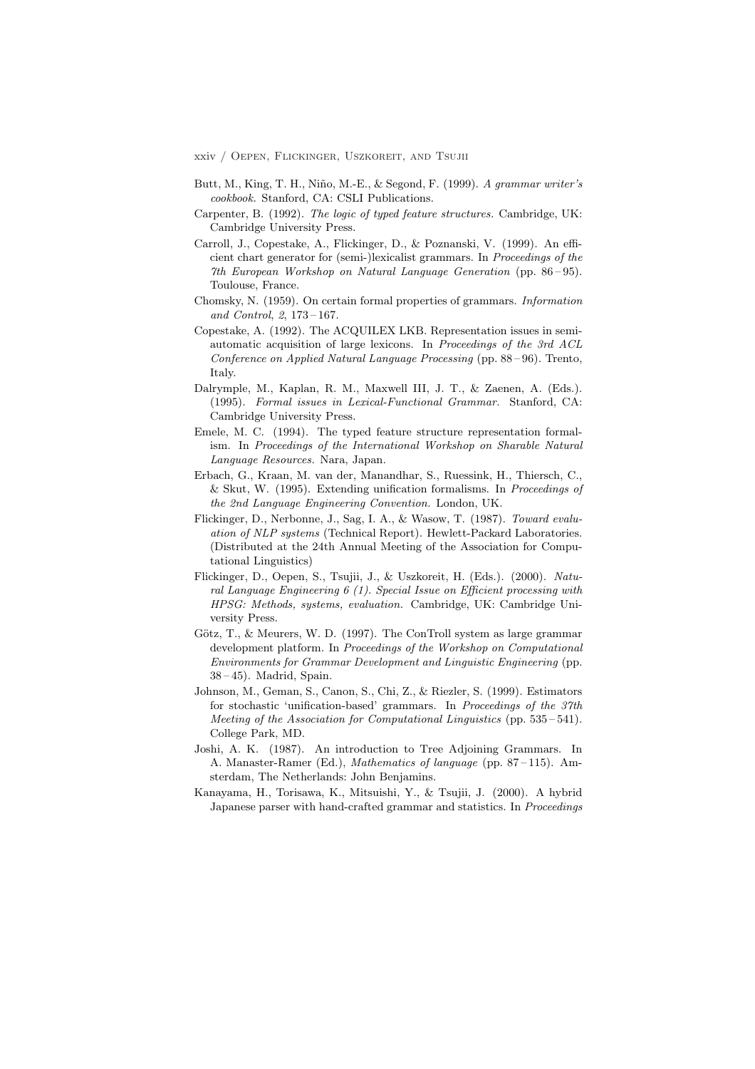Butt, M., King, T. H., Niño, M.-E., & Segond, F. (1999). *A grammar writer's cookbook.* Stanford, CA: CSLI Publications.

Carpenter, B. (1992). *The logic of typed feature structures.* Cambridge, UK: Cambridge University Press.

Carroll, J., Copestake, A., Flickinger, D., & Poznanski, V. (1999). An efficient chart generator for (semi-)lexicalist grammars. In *Proceedings of the 7th European Workshop on Natural Language Generation* (pp. 86 – 95). Toulouse, France.

Chomsky, N. (1959). On certain formal properties of grammars. *Information and Control*, *2*, 173 – 167.

Copestake, A. (1992). The ACQUILEX LKB. Representation issues in semi-automatic acquisition of large lexicons. In *Proceedings of the 3rd ACL Conference on Applied Natural Language Processing* (pp. 88 – 96). Trento, Italy.

Dalrymple, M., Kaplan, R. M., Maxwell III, J. T., & Zaenen, A. (Eds.). (1995). *Formal issues in Lexical-Functional Grammar.* Stanford, CA: Cambridge University Press.

Emele, M. C. (1994). The typed feature structure representation formalism. In *Proceedings of the International Workshop on Sharable Natural Language Resources.* Nara, Japan.

Erbach, G., Kraan, M. van der, Manandhar, S., Ruessink, H., Thiersch, C., & Skut, W. (1995). Extending unification formalisms. In *Proceedings of the 2nd Language Engineering Convention.* London, UK.

Flickinger, D., Nerbonne, J., Sag, I. A., & Wasow, T. (1987). *Toward evaluation of NLP systems* (Technical Report). Hewlett-Packard Laboratories. (Distributed at the 24th Annual Meeting of the Association for Computational Linguistics)

Flickinger, D., Oepen, S., Tsujii, J., & Uszkoreit, H. (Eds.). (2000). *Natural Language Engineering 6 (1). Special Issue on Efficient processing with HPSG: Methods, systems, evaluation.* Cambridge, UK: Cambridge University Press.

Götz, T., & Meurers, W. D. (1997). The ConTroll system as large grammar development platform. In *Proceedings of the Workshop on Computational Environments for Grammar Development and Linguistic Engineering* (pp. 38 – 45). Madrid, Spain.

Johnson, M., Geman, S., Canon, S., Chi, Z., & Riezler, S. (1999). Estimators for stochastic 'unification-based' grammars. In *Proceedings of the 37th Meeting of the Association for Computational Linguistics* (pp. 535 – 541). College Park, MD.

Joshi, A. K. (1987). An introduction to Tree Adjoining Grammars. In A. Manaster-Ramer (Ed.), *Mathematics of language* (pp. 87 – 115). Amsterdam, The Netherlands: John Benjamins.

Kanayama, H., Torisawa, K., Mitsuishi, Y., & Tsujii, J. (2000). A hybrid Japanese parser with hand-crafted grammar and statistics. In *Proceedings*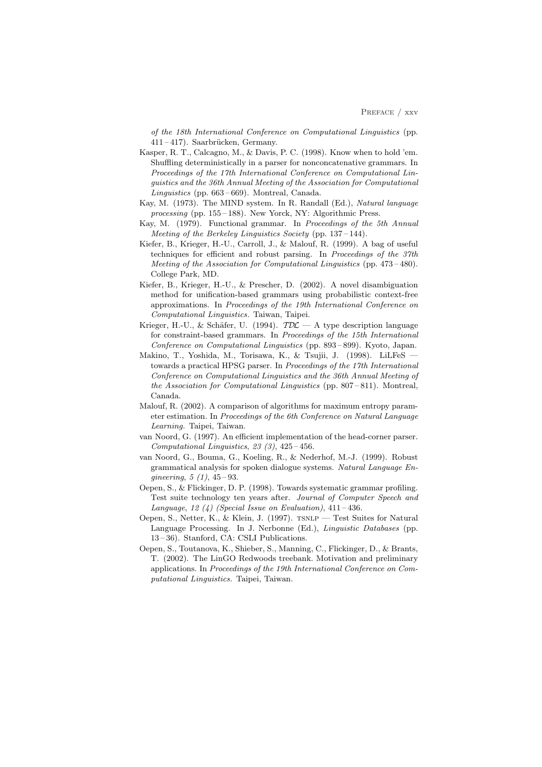of the 18th International Conference on Computational Linguistics* (pp. 411 – 417). Saarbrücken, Germany.

Kasper, R. T., Calcagno, M., & Davis, P. C. (1998). Know when to hold 'em. Shuffling deterministically in a parser for nonconcatenative grammars. In *Proceedings of the 17th International Conference on Computational Linguistics and the 36th Annual Meeting of the Association for Computational Linguistics* (pp. 663 – 669). Montreal, Canada.

Kay, M. (1973). The MIND system. In R. Randall (Ed.), *Natural language processing* (pp. 155 – 188). New Yorck, NY: Algorithmic Press.

Kay, M. (1979). Functional grammar. In *Proceedings of the 5th Annual Meeting of the Berkeley Linguistics Society* (pp. 137 – 144).

Kiefer, B., Krieger, H.-U., Carroll, J., & Malouf, R. (1999). A bag of useful techniques for efficient and robust parsing. In *Proceedings of the 37th Meeting of the Association for Computational Linguistics* (pp. 473 – 480). College Park, MD.

Kiefer, B., Krieger, H.-U., & Prescher, D. (2002). A novel disambiguation method for unification-based grammars using probabilistic context-free approximations. In *Proceedings of the 19th International Conference on Computational Linguistics.* Taiwan, Taipei.

Krieger, H.-U., & Schäfer, U. (1994). *TDL* — A type description language for constraint-based grammars. In *Proceedings of the 15th International Conference on Computational Linguistics* (pp. 893 – 899). Kyoto, Japan.

Makino, T., Yoshida, M., Torisawa, K., & Tsujii, J. (1998). LiLFeS — towards a practical HPSG parser. In *Proceedings of the 17th International Conference on Computational Linguistics and the 36th Annual Meeting of the Association for Computational Linguistics* (pp. 807 – 811). Montreal, Canada.

Malouf, R. (2002). A comparison of algorithms for maximum entropy parameter estimation. In *Proceedings of the 6th Conference on Natural Language Learning.* Taipei, Taiwan.

van Noord, G. (1997). An efficient implementation of the head-corner parser. *Computational Linguistics, 23 (3)*, 425 – 456.

van Noord, G., Bouma, G., Koeling, R., & Nederhof, M.-J. (1999). Robust grammatical analysis for spoken dialogue systems. *Natural Language Engineering, 5 (1)*, 45 – 93.

Oepen, S., & Flickinger, D. P. (1998). Towards systematic grammar profiling. Test suite technology ten years after. *Journal of Computer Speech and Language, 12 (4) (Special Issue on Evaluation)*, 411 – 436.

Oepen, S., Netter, K., & Klein, J. (1997). TSNLP — Test Suites for Natural Language Processing. In J. Nerbonne (Ed.), *Linguistic Databases* (pp. 13 – 36). Stanford, CA: CSLI Publications.

Oepen, S., Toutanova, K., Shieber, S., Manning, C., Flickinger, D., & Brants, T. (2002). The LinGO Redwoods treebank. Motivation and preliminary applications. In *Proceedings of the 19th International Conference on Computational Linguistics.* Taipei, Taiwan.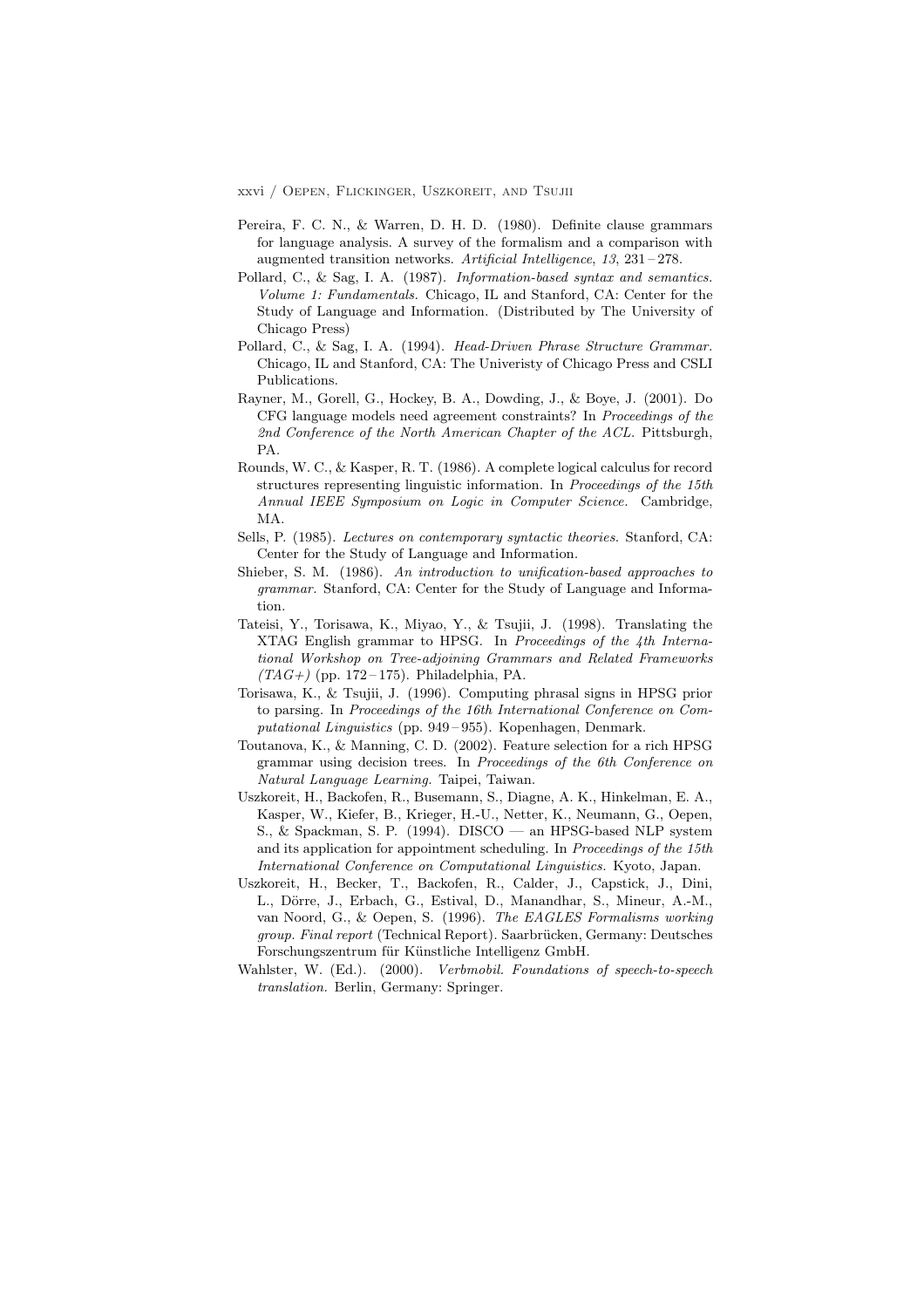Pereira, F. C. N., & Warren, D. H. D. (1980). Definite clause grammars for language analysis. A survey of the formalism and a comparison with augmented transition networks. *Artificial Intelligence*, *13*, 231 – 278.

Pollard, C., & Sag, I. A. (1987). *Information-based syntax and semantics. Volume 1: Fundamentals.* Chicago, IL and Stanford, CA: Center for the Study of Language and Information. (Distributed by The University of Chicago Press)

Pollard, C., & Sag, I. A. (1994). *Head-Driven Phrase Structure Grammar.* Chicago, IL and Stanford, CA: The Univeristy of Chicago Press and CSLI Publications.

Rayner, M., Gorell, G., Hockey, B. A., Dowding, J., & Boye, J. (2001). Do CFG language models need agreement constraints? In *Proceedings of the 2nd Conference of the North American Chapter of the ACL.* Pittsburgh, PA.

Rounds, W. C., & Kasper, R. T. (1986). A complete logical calculus for record structures representing linguistic information. In *Proceedings of the 15th Annual IEEE Symposium on Logic in Computer Science.* Cambridge, MA.

Sells, P. (1985). *Lectures on contemporary syntactic theories.* Stanford, CA: Center for the Study of Language and Information.

Shieber, S. M. (1986). *An introduction to unification-based approaches to grammar.* Stanford, CA: Center for the Study of Language and Information.

Tateisi, Y., Torisawa, K., Miyao, Y., & Tsujii, J. (1998). Translating the XTAG English grammar to HPSG. In *Proceedings of the 4th International Workshop on Tree-adjoining Grammars and Related Frameworks (TAG+)* (pp. 172 – 175). Philadelphia, PA.

Torisawa, K., & Tsujii, J. (1996). Computing phrasal signs in HPSG prior to parsing. In *Proceedings of the 16th International Conference on Computational Linguistics* (pp. 949 – 955). Kopenhagen, Denmark.

Toutanova, K., & Manning, C. D. (2002). Feature selection for a rich HPSG grammar using decision trees. In *Proceedings of the 6th Conference on Natural Language Learning.* Taipei, Taiwan.

Uszkoreit, H., Backofen, R., Busemann, S., Diagne, A. K., Hinkelman, E. A., Kasper, W., Kiefer, B., Krieger, H.-U., Netter, K., Neumann, G., Oepen, S., & Spackman, S. P. (1994). DISCO — an HPSG-based NLP system and its application for appointment scheduling. In *Proceedings of the 15th International Conference on Computational Linguistics.* Kyoto, Japan.

Uszkoreit, H., Becker, T., Backofen, R., Calder, J., Capstick, J., Dini, L., Dörre, J., Erbach, G., Estival, D., Manandhar, S., Mineur, A.-M., van Noord, G., & Oepen, S. (1996). *The EAGLES Formalisms working group. Final report* (Technical Report). Saarbrücken, Germany: Deutsches Forschungszentrum für Künstliche Intelligenz GmbH.

Wahlster, W. (Ed.). (2000). *Verbmobil. Foundations of speech-to-speech translation.* Berlin, Germany: Springer.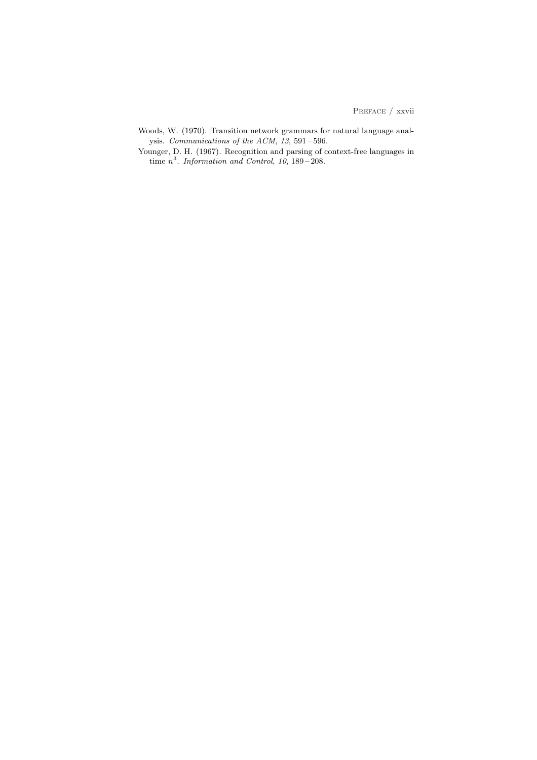Woods, W. (1970). Transition network grammars for natural language analysis. *Communications of the ACM*, *13*, 591 – 596.

Younger, D. H. (1967). Recognition and parsing of context-free languages in time $n^3$. *Information and Control*, *10*, 189 – 208.